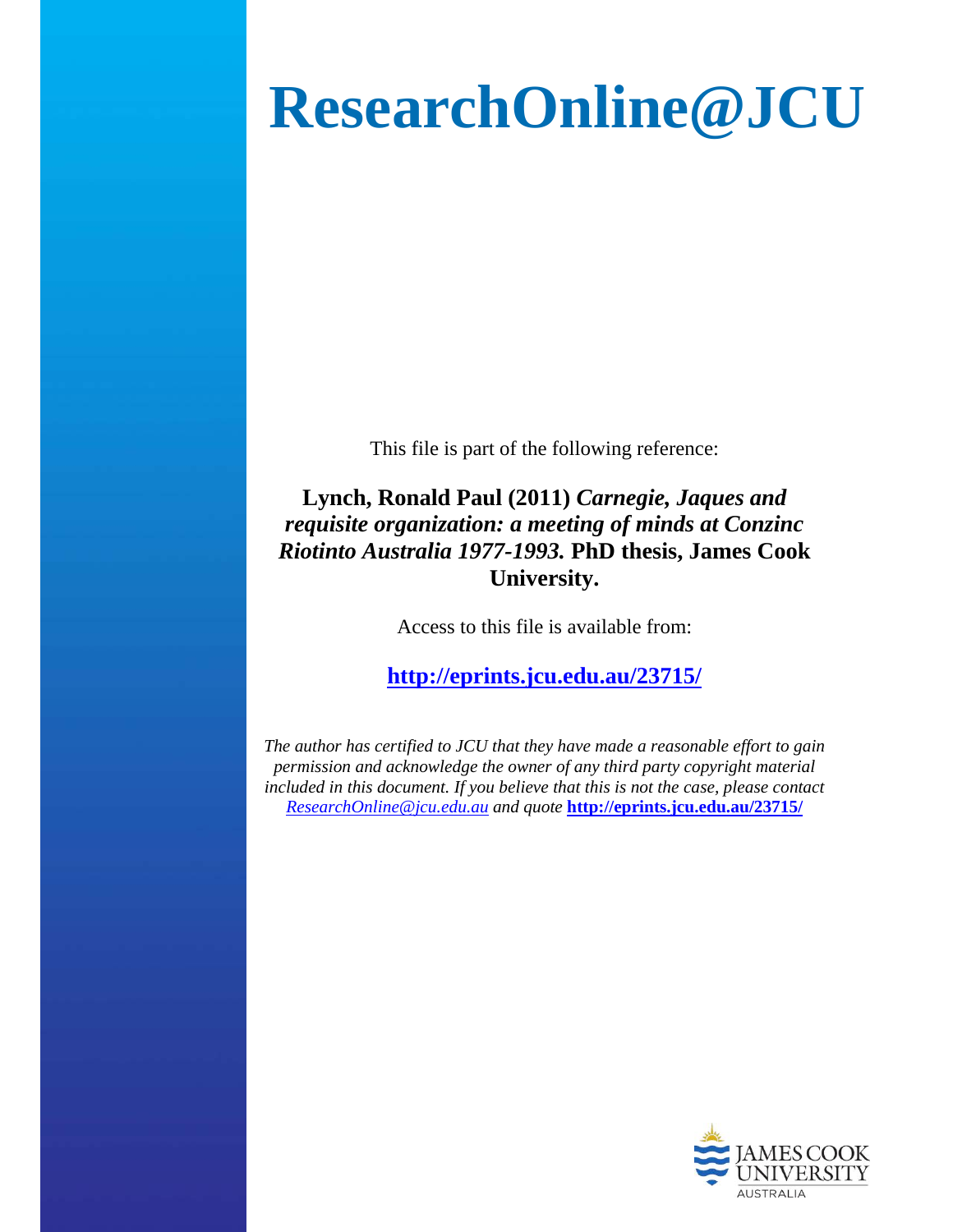# ResearchOnline@JCU

This file is part of the following reference:

**Lynch, Ronald Paul (2011)** ***Carnegie, Jaques and requisite organization: a meeting of minds at Conzinc Riotinto Australia 1977-1993.*** **PhD thesis, James Cook University.**

Access to this file is available from:

**http://eprints.jcu.edu.au/23715/**

*The author has certified to JCU that they have made a reasonable effort to gain permission and acknowledge the owner of any third party copyright material included in this document. If you believe that this is not the case, please contact ResearchOnline@jcu.edu.au and quote* **http://eprints.jcu.edu.au/23715/**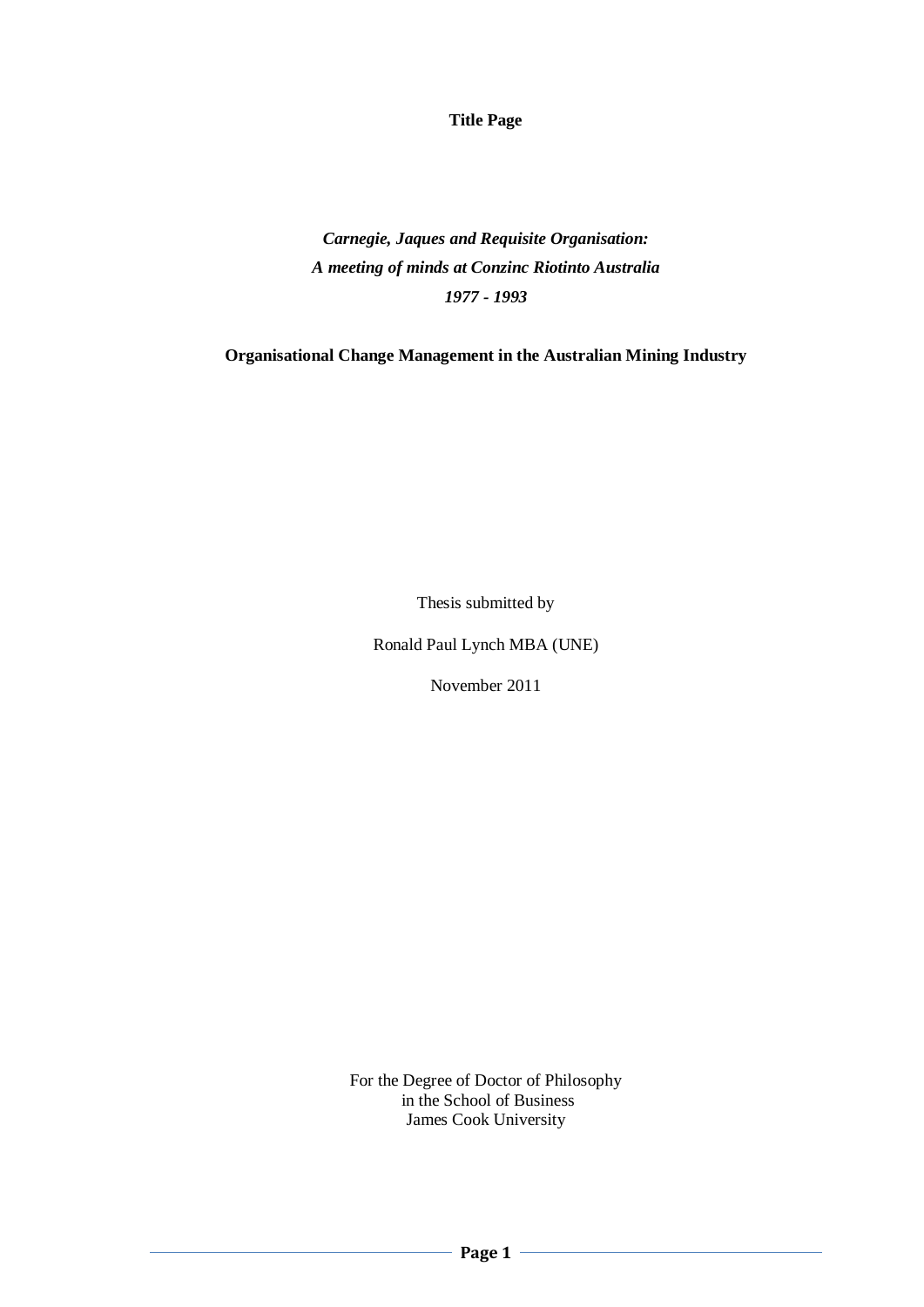**Title Page**

***Carnegie, Jaques and Requisite Organisation:***
***A meeting of minds at Conzinc Riotinto Australia***
***1977 - 1993***

**Organisational Change Management in the Australian Mining Industry**

Thesis submitted by

Ronald Paul Lynch MBA (UNE)

November 2011

For the Degree of Doctor of Philosophy
in the School of Business
James Cook University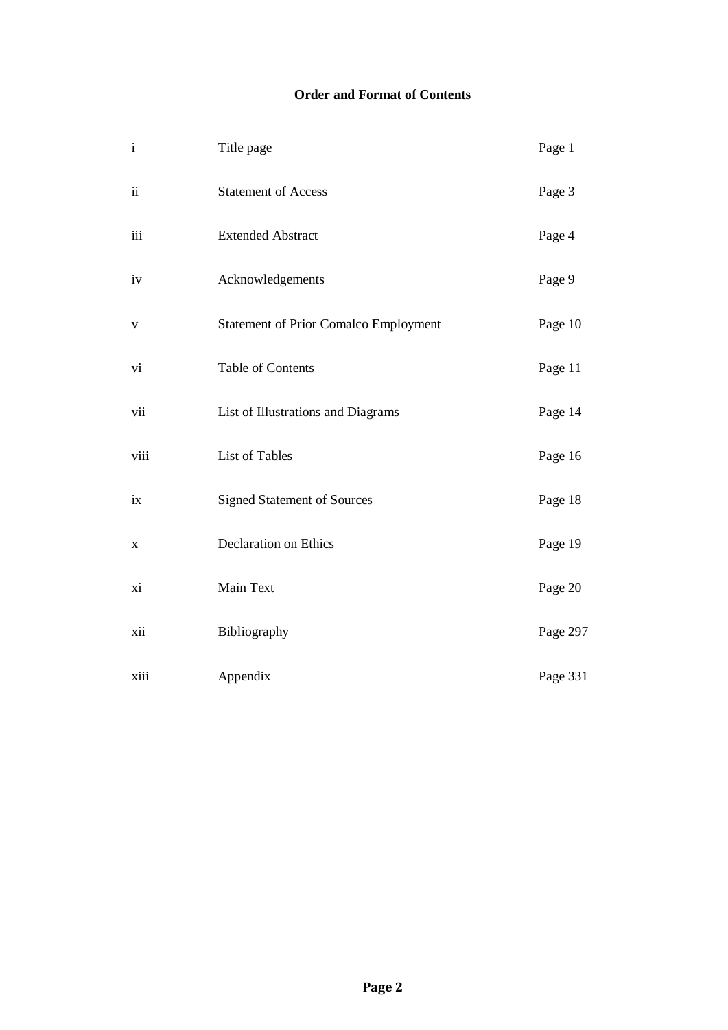## Order and Format of Contents

| | | |
|---|---|---|
| i | Title page | Page 1 |
| ii | Statement of Access | Page 3 |
| iii | Extended Abstract | Page 4 |
| iv | Acknowledgements | Page 9 |
| v | Statement of Prior Comalco Employment | Page 10 |
| vi | Table of Contents | Page 11 |
| vii | List of Illustrations and Diagrams | Page 14 |
| viii | List of Tables | Page 16 |
| ix | Signed Statement of Sources | Page 18 |
| x | Declaration on Ethics | Page 19 |
| xi | Main Text | Page 20 |
| xii | Bibliography | Page 297 |
| xiii | Appendix | Page 331 |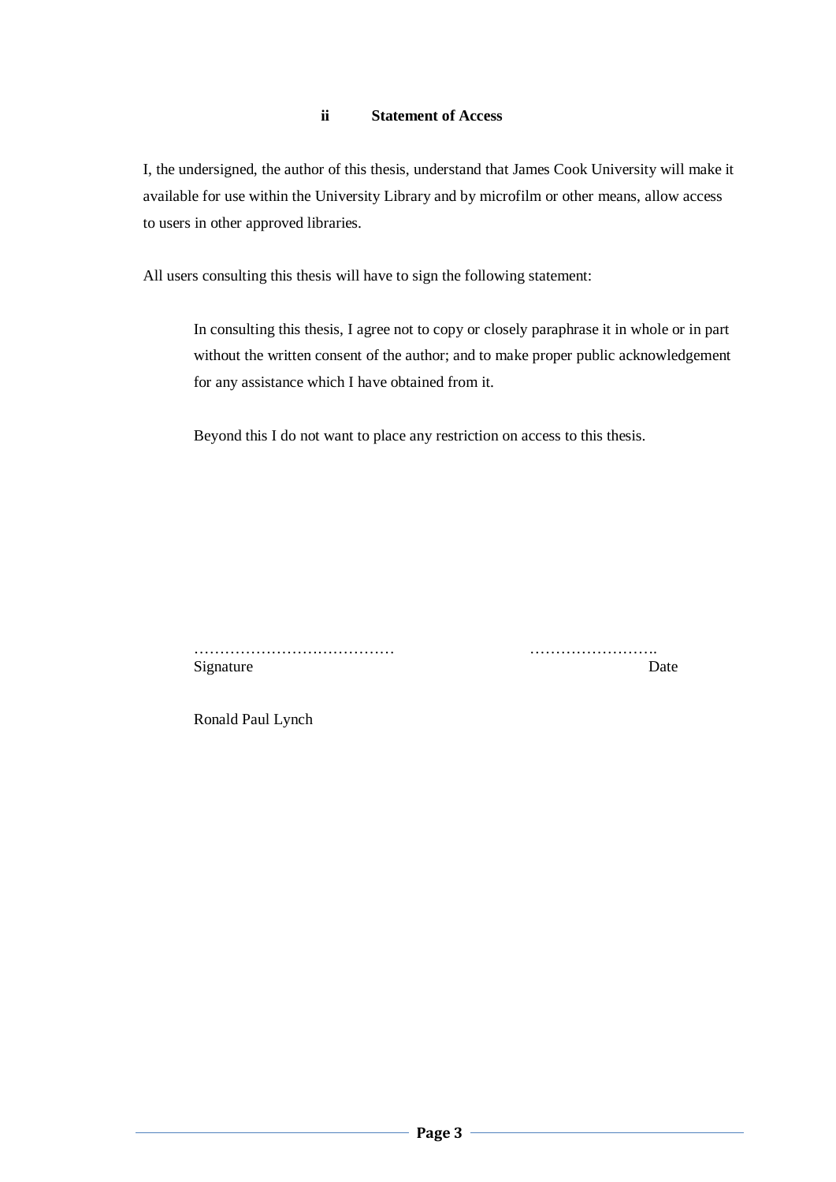## ii Statement of Access

I, the undersigned, the author of this thesis, understand that James Cook University will make it available for use within the University Library and by microfilm or other means, allow access to users in other approved libraries.

All users consulting this thesis will have to sign the following statement:

> In consulting this thesis, I agree not to copy or closely paraphrase it in whole or in part without the written consent of the author; and to make proper public acknowledgement for any assistance which I have obtained from it.
>
> Beyond this I do not want to place any restriction on access to this thesis.

………………………………… ……………………..
Signature Date

Ronald Paul Lynch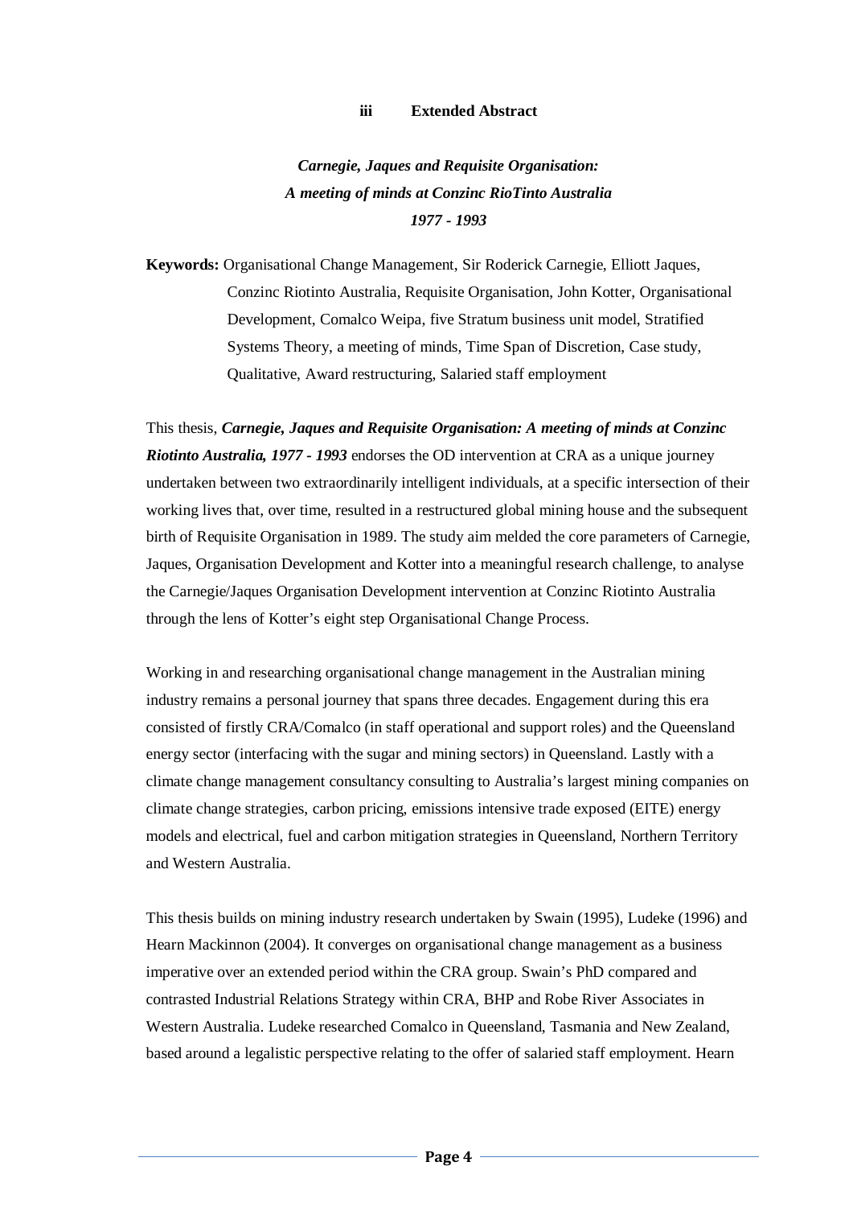## iii Extended Abstract

***Carnegie, Jaques and Requisite Organisation:***
***A meeting of minds at Conzinc RioTinto Australia***
***1977 - 1993***

**Keywords:** Organisational Change Management, Sir Roderick Carnegie, Elliott Jaques, Conzinc Riotinto Australia, Requisite Organisation, John Kotter, Organisational Development, Comalco Weipa, five Stratum business unit model, Stratified Systems Theory, a meeting of minds, Time Span of Discretion, Case study, Qualitative, Award restructuring, Salaried staff employment

This thesis, ***Carnegie, Jaques and Requisite Organisation: A meeting of minds at Conzinc Riotinto Australia, 1977 - 1993*** endorses the OD intervention at CRA as a unique journey undertaken between two extraordinarily intelligent individuals, at a specific intersection of their working lives that, over time, resulted in a restructured global mining house and the subsequent birth of Requisite Organisation in 1989. The study aim melded the core parameters of Carnegie, Jaques, Organisation Development and Kotter into a meaningful research challenge, to analyse the Carnegie/Jaques Organisation Development intervention at Conzinc Riotinto Australia through the lens of Kotter's eight step Organisational Change Process.

Working in and researching organisational change management in the Australian mining industry remains a personal journey that spans three decades. Engagement during this era consisted of firstly CRA/Comalco (in staff operational and support roles) and the Queensland energy sector (interfacing with the sugar and mining sectors) in Queensland. Lastly with a climate change management consultancy consulting to Australia's largest mining companies on climate change strategies, carbon pricing, emissions intensive trade exposed (EITE) energy models and electrical, fuel and carbon mitigation strategies in Queensland, Northern Territory and Western Australia.

This thesis builds on mining industry research undertaken by Swain (1995), Ludeke (1996) and Hearn Mackinnon (2004). It converges on organisational change management as a business imperative over an extended period within the CRA group. Swain's PhD compared and contrasted Industrial Relations Strategy within CRA, BHP and Robe River Associates in Western Australia. Ludeke researched Comalco in Queensland, Tasmania and New Zealand, based around a legalistic perspective relating to the offer of salaried staff employment. Hearn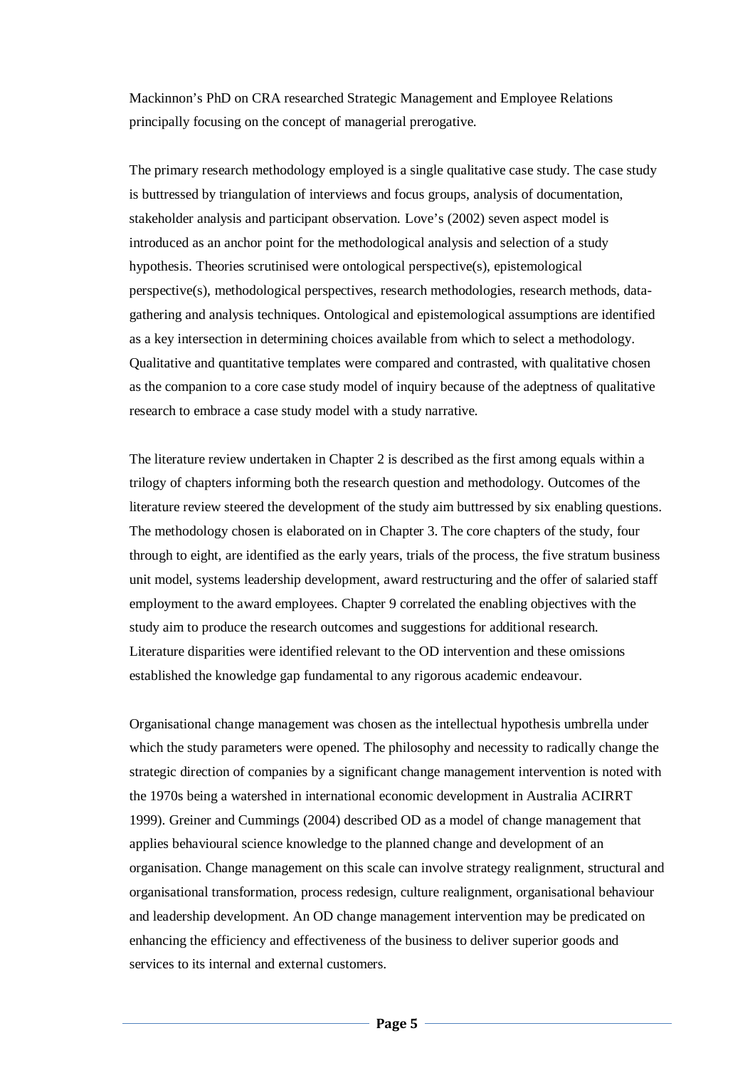Mackinnon's PhD on CRA researched Strategic Management and Employee Relations principally focusing on the concept of managerial prerogative.

The primary research methodology employed is a single qualitative case study. The case study is buttressed by triangulation of interviews and focus groups, analysis of documentation, stakeholder analysis and participant observation. Love's (2002) seven aspect model is introduced as an anchor point for the methodological analysis and selection of a study hypothesis. Theories scrutinised were ontological perspective(s), epistemological perspective(s), methodological perspectives, research methodologies, research methods, data-gathering and analysis techniques. Ontological and epistemological assumptions are identified as a key intersection in determining choices available from which to select a methodology. Qualitative and quantitative templates were compared and contrasted, with qualitative chosen as the companion to a core case study model of inquiry because of the adeptness of qualitative research to embrace a case study model with a study narrative.

The literature review undertaken in Chapter 2 is described as the first among equals within a trilogy of chapters informing both the research question and methodology. Outcomes of the literature review steered the development of the study aim buttressed by six enabling questions. The methodology chosen is elaborated on in Chapter 3. The core chapters of the study, four through to eight, are identified as the early years, trials of the process, the five stratum business unit model, systems leadership development, award restructuring and the offer of salaried staff employment to the award employees. Chapter 9 correlated the enabling objectives with the study aim to produce the research outcomes and suggestions for additional research. Literature disparities were identified relevant to the OD intervention and these omissions established the knowledge gap fundamental to any rigorous academic endeavour.

Organisational change management was chosen as the intellectual hypothesis umbrella under which the study parameters were opened. The philosophy and necessity to radically change the strategic direction of companies by a significant change management intervention is noted with the 1970s being a watershed in international economic development in Australia ACIRRT 1999). Greiner and Cummings (2004) described OD as a model of change management that applies behavioural science knowledge to the planned change and development of an organisation. Change management on this scale can involve strategy realignment, structural and organisational transformation, process redesign, culture realignment, organisational behaviour and leadership development. An OD change management intervention may be predicated on enhancing the efficiency and effectiveness of the business to deliver superior goods and services to its internal and external customers.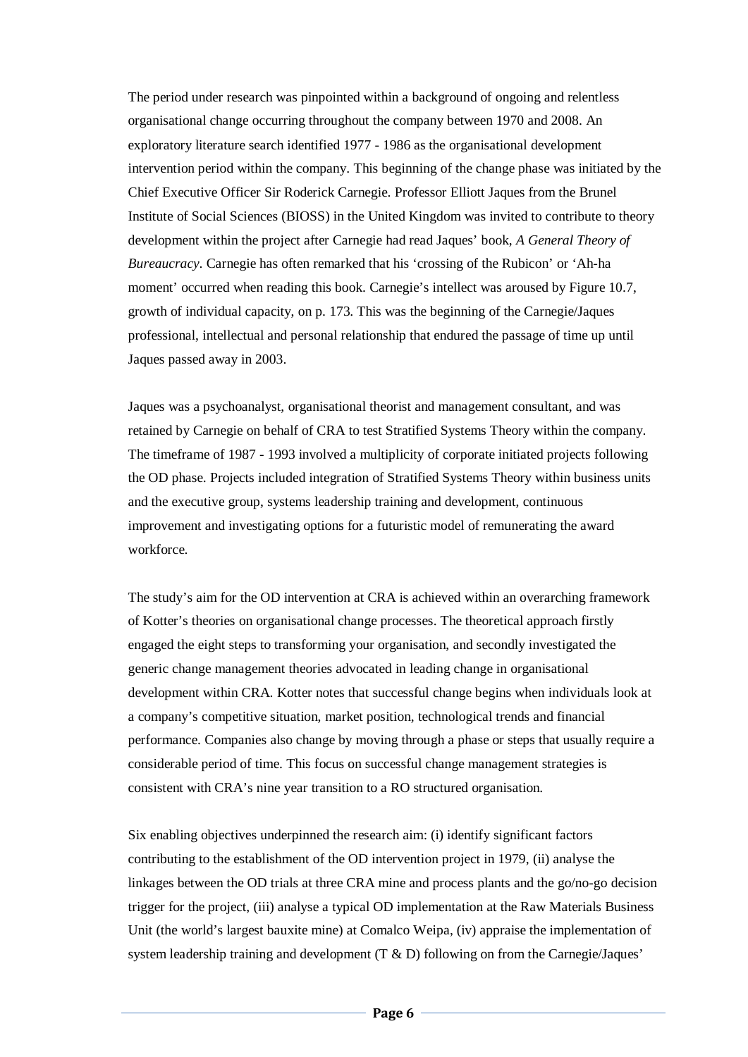The period under research was pinpointed within a background of ongoing and relentless organisational change occurring throughout the company between 1970 and 2008. An exploratory literature search identified 1977 - 1986 as the organisational development intervention period within the company. This beginning of the change phase was initiated by the Chief Executive Officer Sir Roderick Carnegie. Professor Elliott Jaques from the Brunel Institute of Social Sciences (BIOSS) in the United Kingdom was invited to contribute to theory development within the project after Carnegie had read Jaques' book, *A General Theory of Bureaucracy*. Carnegie has often remarked that his 'crossing of the Rubicon' or 'Ah-ha moment' occurred when reading this book. Carnegie's intellect was aroused by Figure 10.7, growth of individual capacity, on p. 173. This was the beginning of the Carnegie/Jaques professional, intellectual and personal relationship that endured the passage of time up until Jaques passed away in 2003.

Jaques was a psychoanalyst, organisational theorist and management consultant, and was retained by Carnegie on behalf of CRA to test Stratified Systems Theory within the company. The timeframe of 1987 - 1993 involved a multiplicity of corporate initiated projects following the OD phase. Projects included integration of Stratified Systems Theory within business units and the executive group, systems leadership training and development, continuous improvement and investigating options for a futuristic model of remunerating the award workforce.

The study's aim for the OD intervention at CRA is achieved within an overarching framework of Kotter's theories on organisational change processes. The theoretical approach firstly engaged the eight steps to transforming your organisation, and secondly investigated the generic change management theories advocated in leading change in organisational development within CRA. Kotter notes that successful change begins when individuals look at a company's competitive situation, market position, technological trends and financial performance. Companies also change by moving through a phase or steps that usually require a considerable period of time. This focus on successful change management strategies is consistent with CRA's nine year transition to a RO structured organisation.

Six enabling objectives underpinned the research aim: (i) identify significant factors contributing to the establishment of the OD intervention project in 1979, (ii) analyse the linkages between the OD trials at three CRA mine and process plants and the go/no-go decision trigger for the project, (iii) analyse a typical OD implementation at the Raw Materials Business Unit (the world's largest bauxite mine) at Comalco Weipa, (iv) appraise the implementation of system leadership training and development (T & D) following on from the Carnegie/Jaques'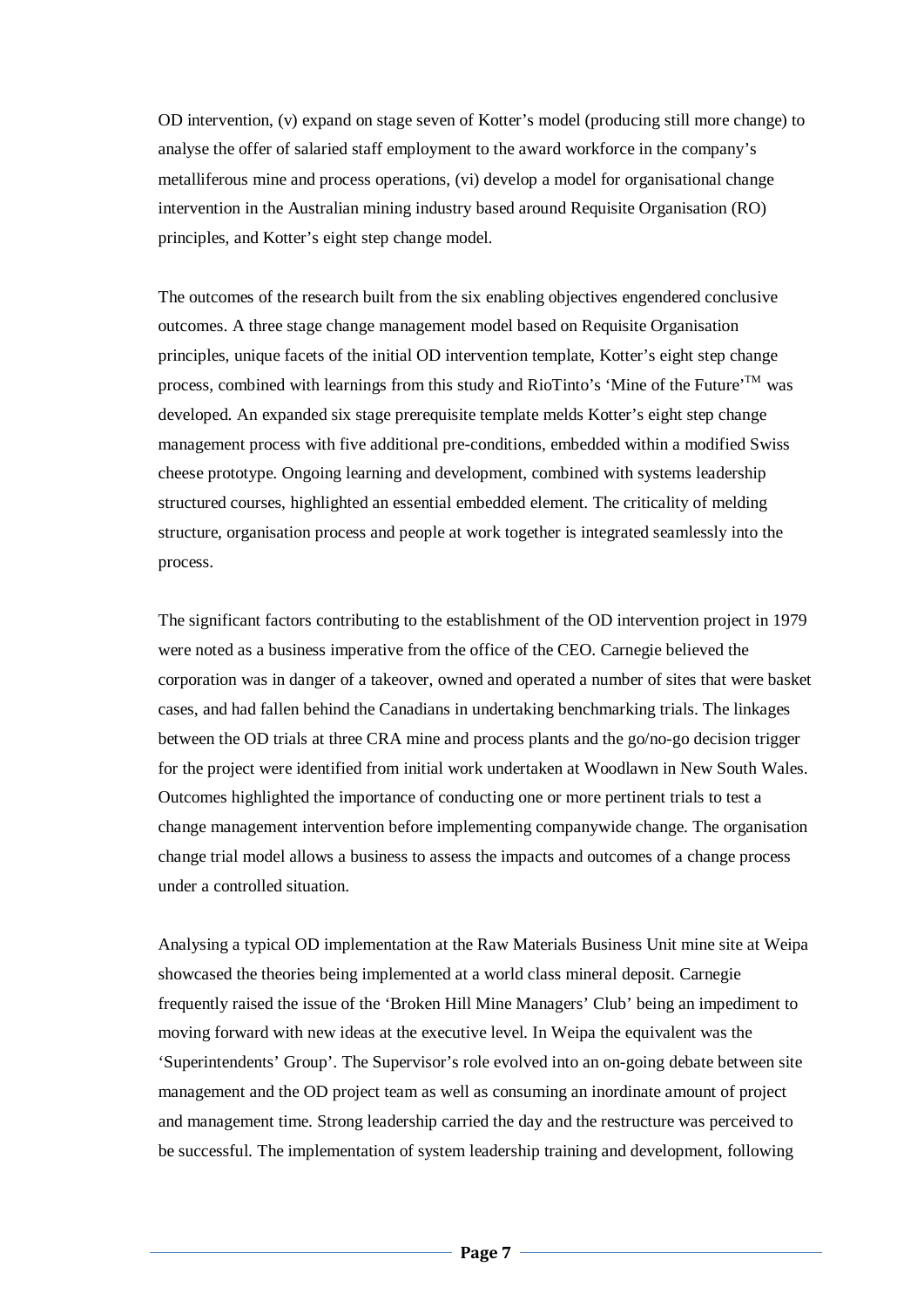OD intervention, (v) expand on stage seven of Kotter's model (producing still more change) to analyse the offer of salaried staff employment to the award workforce in the company's metalliferous mine and process operations, (vi) develop a model for organisational change intervention in the Australian mining industry based around Requisite Organisation (RO) principles, and Kotter's eight step change model.

The outcomes of the research built from the six enabling objectives engendered conclusive outcomes. A three stage change management model based on Requisite Organisation principles, unique facets of the initial OD intervention template, Kotter's eight step change process, combined with learnings from this study and RioTinto's 'Mine of the Future'™ was developed. An expanded six stage prerequisite template melds Kotter's eight step change management process with five additional pre-conditions, embedded within a modified Swiss cheese prototype. Ongoing learning and development, combined with systems leadership structured courses, highlighted an essential embedded element. The criticality of melding structure, organisation process and people at work together is integrated seamlessly into the process.

The significant factors contributing to the establishment of the OD intervention project in 1979 were noted as a business imperative from the office of the CEO. Carnegie believed the corporation was in danger of a takeover, owned and operated a number of sites that were basket cases, and had fallen behind the Canadians in undertaking benchmarking trials. The linkages between the OD trials at three CRA mine and process plants and the go/no-go decision trigger for the project were identified from initial work undertaken at Woodlawn in New South Wales. Outcomes highlighted the importance of conducting one or more pertinent trials to test a change management intervention before implementing companywide change. The organisation change trial model allows a business to assess the impacts and outcomes of a change process under a controlled situation.

Analysing a typical OD implementation at the Raw Materials Business Unit mine site at Weipa showcased the theories being implemented at a world class mineral deposit. Carnegie frequently raised the issue of the 'Broken Hill Mine Managers' Club' being an impediment to moving forward with new ideas at the executive level. In Weipa the equivalent was the 'Superintendents' Group'. The Supervisor's role evolved into an on-going debate between site management and the OD project team as well as consuming an inordinate amount of project and management time. Strong leadership carried the day and the restructure was perceived to be successful. The implementation of system leadership training and development, following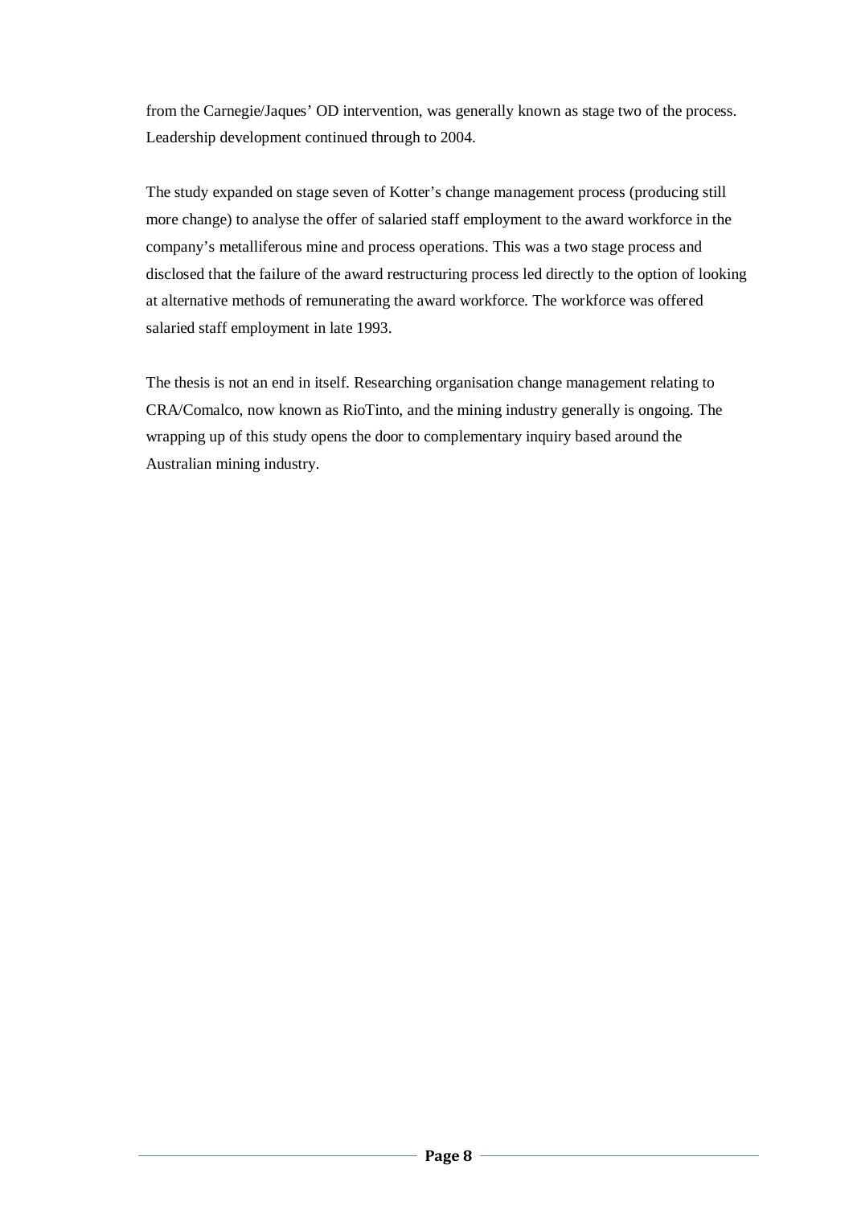from the Carnegie/Jaques' OD intervention, was generally known as stage two of the process. Leadership development continued through to 2004.

The study expanded on stage seven of Kotter's change management process (producing still more change) to analyse the offer of salaried staff employment to the award workforce in the company's metalliferous mine and process operations. This was a two stage process and disclosed that the failure of the award restructuring process led directly to the option of looking at alternative methods of remunerating the award workforce. The workforce was offered salaried staff employment in late 1993.

The thesis is not an end in itself. Researching organisation change management relating to CRA/Comalco, now known as RioTinto, and the mining industry generally is ongoing. The wrapping up of this study opens the door to complementary inquiry based around the Australian mining industry.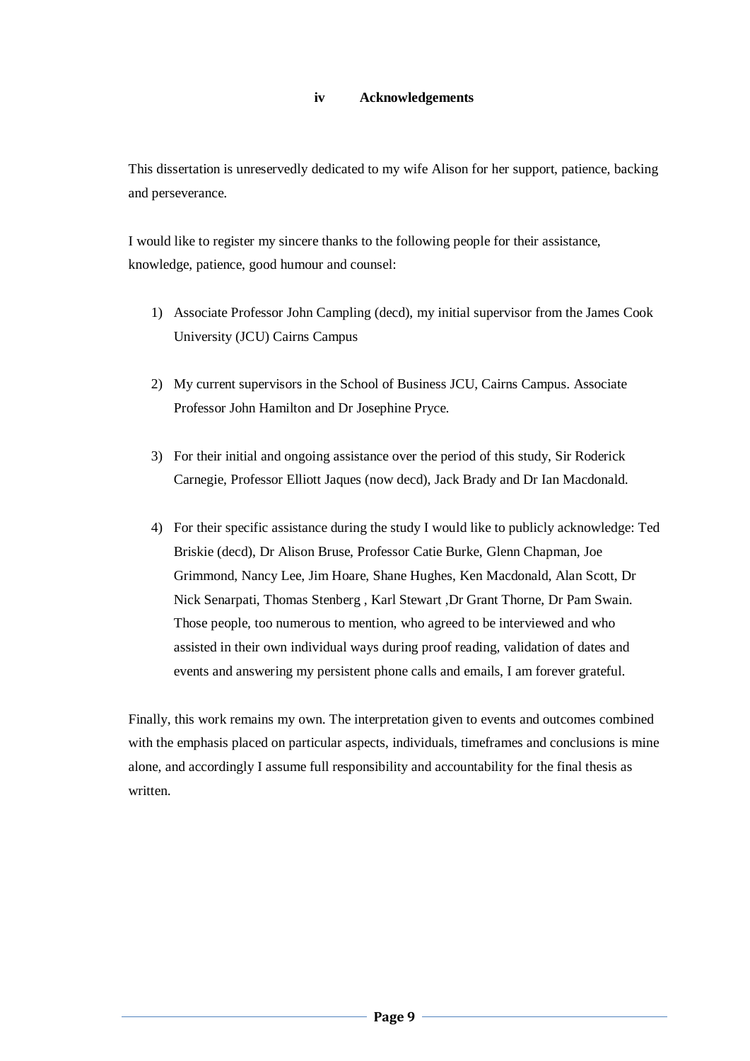## iv Acknowledgements

This dissertation is unreservedly dedicated to my wife Alison for her support, patience, backing and perseverance.

I would like to register my sincere thanks to the following people for their assistance, knowledge, patience, good humour and counsel:

1) Associate Professor John Campling (decd), my initial supervisor from the James Cook University (JCU) Cairns Campus

2) My current supervisors in the School of Business JCU, Cairns Campus. Associate Professor John Hamilton and Dr Josephine Pryce.

3) For their initial and ongoing assistance over the period of this study, Sir Roderick Carnegie, Professor Elliott Jaques (now decd), Jack Brady and Dr Ian Macdonald.

4) For their specific assistance during the study I would like to publicly acknowledge: Ted Briskie (decd), Dr Alison Bruse, Professor Catie Burke, Glenn Chapman, Joe Grimmond, Nancy Lee, Jim Hoare, Shane Hughes, Ken Macdonald, Alan Scott, Dr Nick Senarpati, Thomas Stenberg , Karl Stewart ,Dr Grant Thorne, Dr Pam Swain. Those people, too numerous to mention, who agreed to be interviewed and who assisted in their own individual ways during proof reading, validation of dates and events and answering my persistent phone calls and emails, I am forever grateful.

Finally, this work remains my own. The interpretation given to events and outcomes combined with the emphasis placed on particular aspects, individuals, timeframes and conclusions is mine alone, and accordingly I assume full responsibility and accountability for the final thesis as written.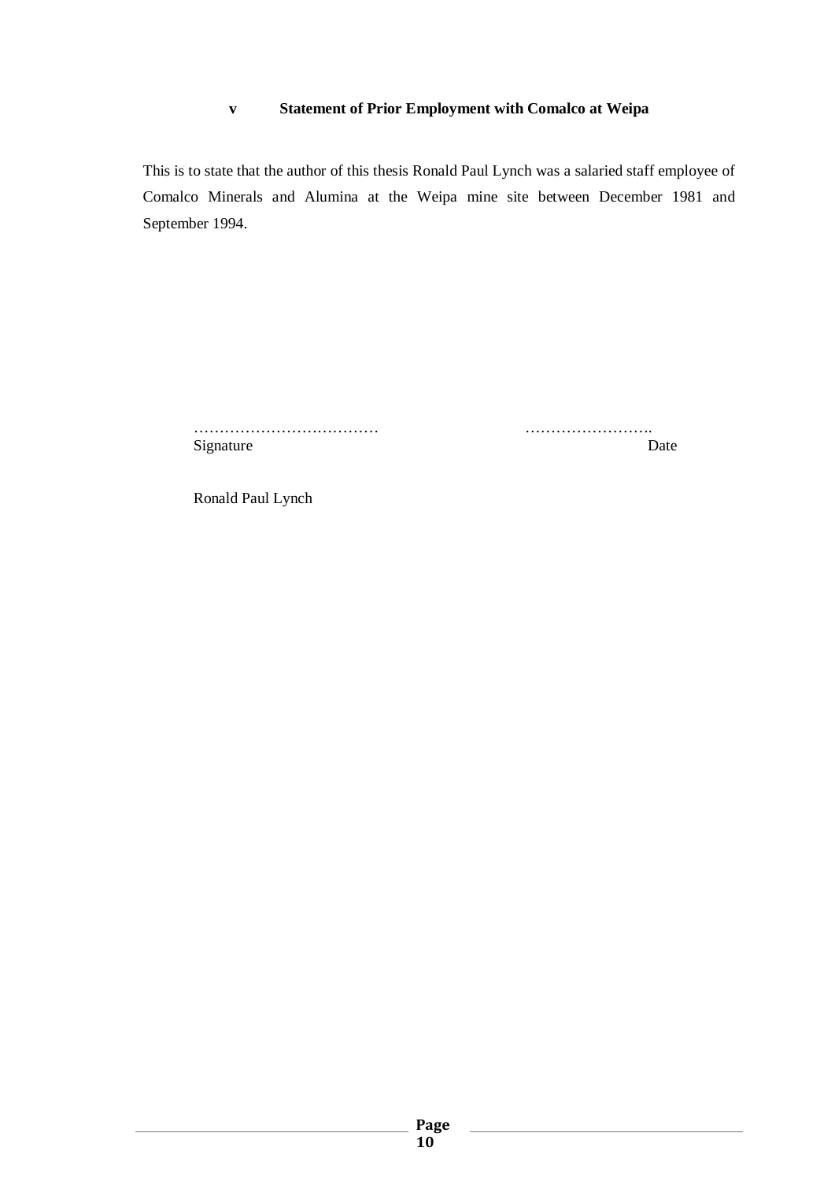## v Statement of Prior Employment with Comalco at Weipa

This is to state that the author of this thesis Ronald Paul Lynch was a salaried staff employee of Comalco Minerals and Alumina at the Weipa mine site between December 1981 and September 1994.

……………………………… ……………………..

Signature Date

Ronald Paul Lynch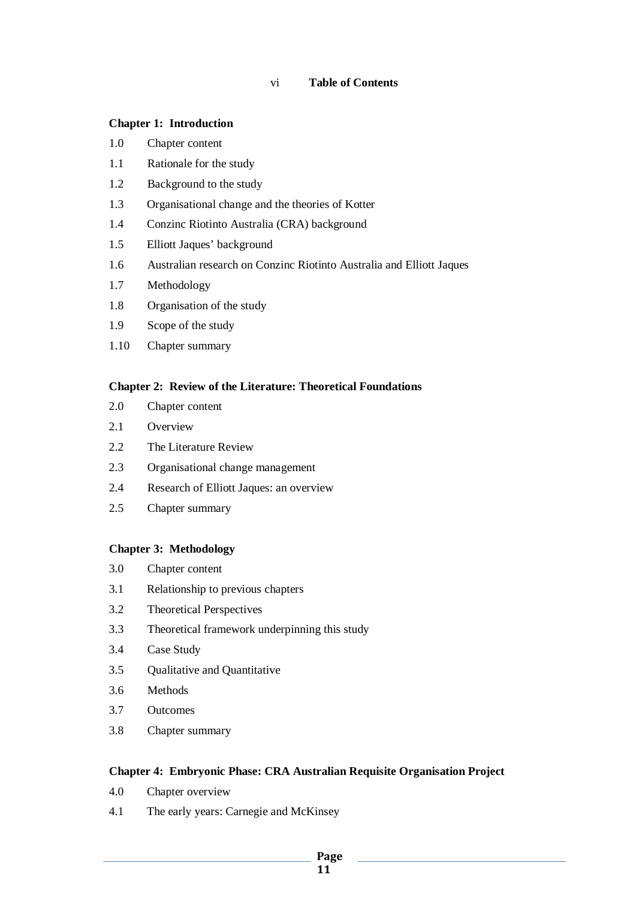# Table of Contents

**Chapter 1: Introduction**

1.0 Chapter content

1.1 Rationale for the study

1.2 Background to the study

1.3 Organisational change and the theories of Kotter

1.4 Conzinc Riotinto Australia (CRA) background

1.5 Elliott Jaques' background

1.6 Australian research on Conzinc Riotinto Australia and Elliott Jaques

1.7 Methodology

1.8 Organisation of the study

1.9 Scope of the study

1.10 Chapter summary

**Chapter 2: Review of the Literature: Theoretical Foundations**

2.0 Chapter content

2.1 Overview

2.2 The Literature Review

2.3 Organisational change management

2.4 Research of Elliott Jaques: an overview

2.5 Chapter summary

**Chapter 3: Methodology**

3.0 Chapter content

3.1 Relationship to previous chapters

3.2 Theoretical Perspectives

3.3 Theoretical framework underpinning this study

3.4 Case Study

3.5 Qualitative and Quantitative

3.6 Methods

3.7 Outcomes

3.8 Chapter summary

**Chapter 4: Embryonic Phase: CRA Australian Requisite Organisation Project**

4.0 Chapter overview

4.1 The early years: Carnegie and McKinsey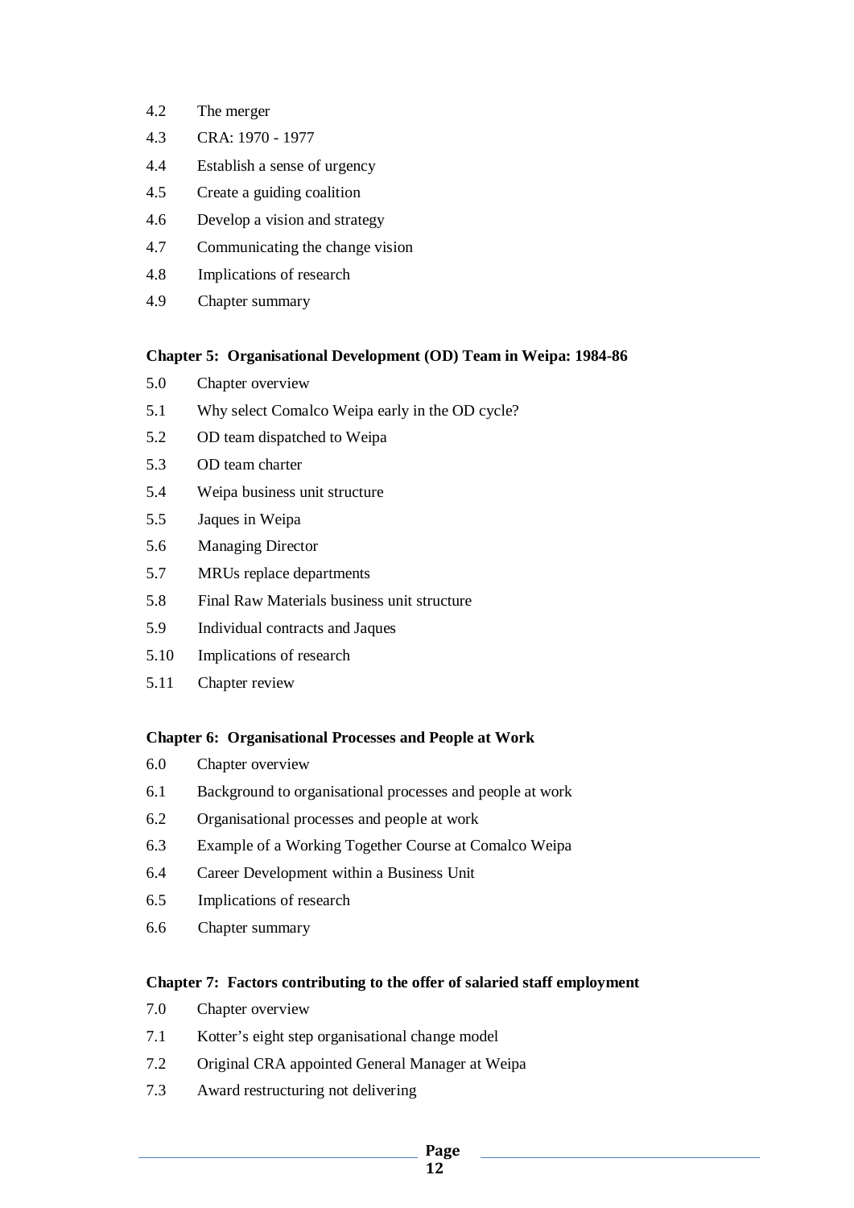4.2 The merger

4.3 CRA: 1970 - 1977

4.4 Establish a sense of urgency

4.5 Create a guiding coalition

4.6 Develop a vision and strategy

4.7 Communicating the change vision

4.8 Implications of research

4.9 Chapter summary

**Chapter 5: Organisational Development (OD) Team in Weipa: 1984-86**

5.0 Chapter overview

5.1 Why select Comalco Weipa early in the OD cycle?

5.2 OD team dispatched to Weipa

5.3 OD team charter

5.4 Weipa business unit structure

5.5 Jaques in Weipa

5.6 Managing Director

5.7 MRUs replace departments

5.8 Final Raw Materials business unit structure

5.9 Individual contracts and Jaques

5.10 Implications of research

5.11 Chapter review

**Chapter 6: Organisational Processes and People at Work**

6.0 Chapter overview

6.1 Background to organisational processes and people at work

6.2 Organisational processes and people at work

6.3 Example of a Working Together Course at Comalco Weipa

6.4 Career Development within a Business Unit

6.5 Implications of research

6.6 Chapter summary

**Chapter 7: Factors contributing to the offer of salaried staff employment**

7.0 Chapter overview

7.1 Kotter's eight step organisational change model

7.2 Original CRA appointed General Manager at Weipa

7.3 Award restructuring not delivering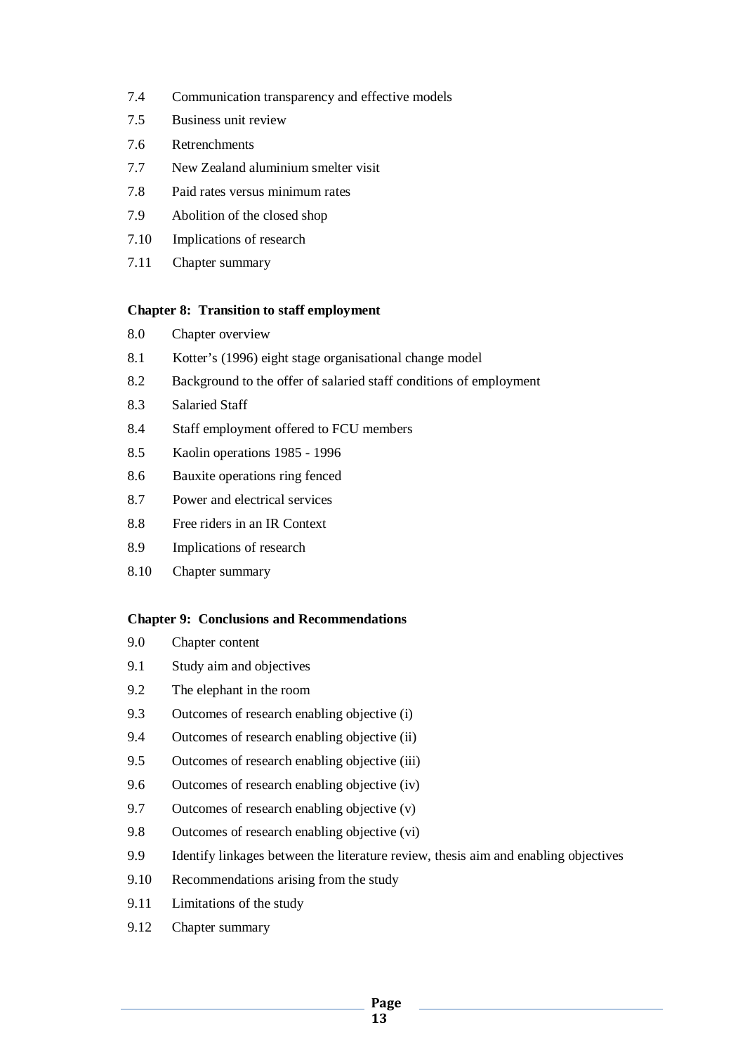7.4 Communication transparency and effective models

7.5 Business unit review

7.6 Retrenchments

7.7 New Zealand aluminium smelter visit

7.8 Paid rates versus minimum rates

7.9 Abolition of the closed shop

7.10 Implications of research

7.11 Chapter summary

**Chapter 8: Transition to staff employment**

8.0 Chapter overview

8.1 Kotter's (1996) eight stage organisational change model

8.2 Background to the offer of salaried staff conditions of employment

8.3 Salaried Staff

8.4 Staff employment offered to FCU members

8.5 Kaolin operations 1985 - 1996

8.6 Bauxite operations ring fenced

8.7 Power and electrical services

8.8 Free riders in an IR Context

8.9 Implications of research

8.10 Chapter summary

**Chapter 9: Conclusions and Recommendations**

9.0 Chapter content

9.1 Study aim and objectives

9.2 The elephant in the room

9.3 Outcomes of research enabling objective (i)

9.4 Outcomes of research enabling objective (ii)

9.5 Outcomes of research enabling objective (iii)

9.6 Outcomes of research enabling objective (iv)

9.7 Outcomes of research enabling objective (v)

9.8 Outcomes of research enabling objective (vi)

9.9 Identify linkages between the literature review, thesis aim and enabling objectives

9.10 Recommendations arising from the study

9.11 Limitations of the study

9.12 Chapter summary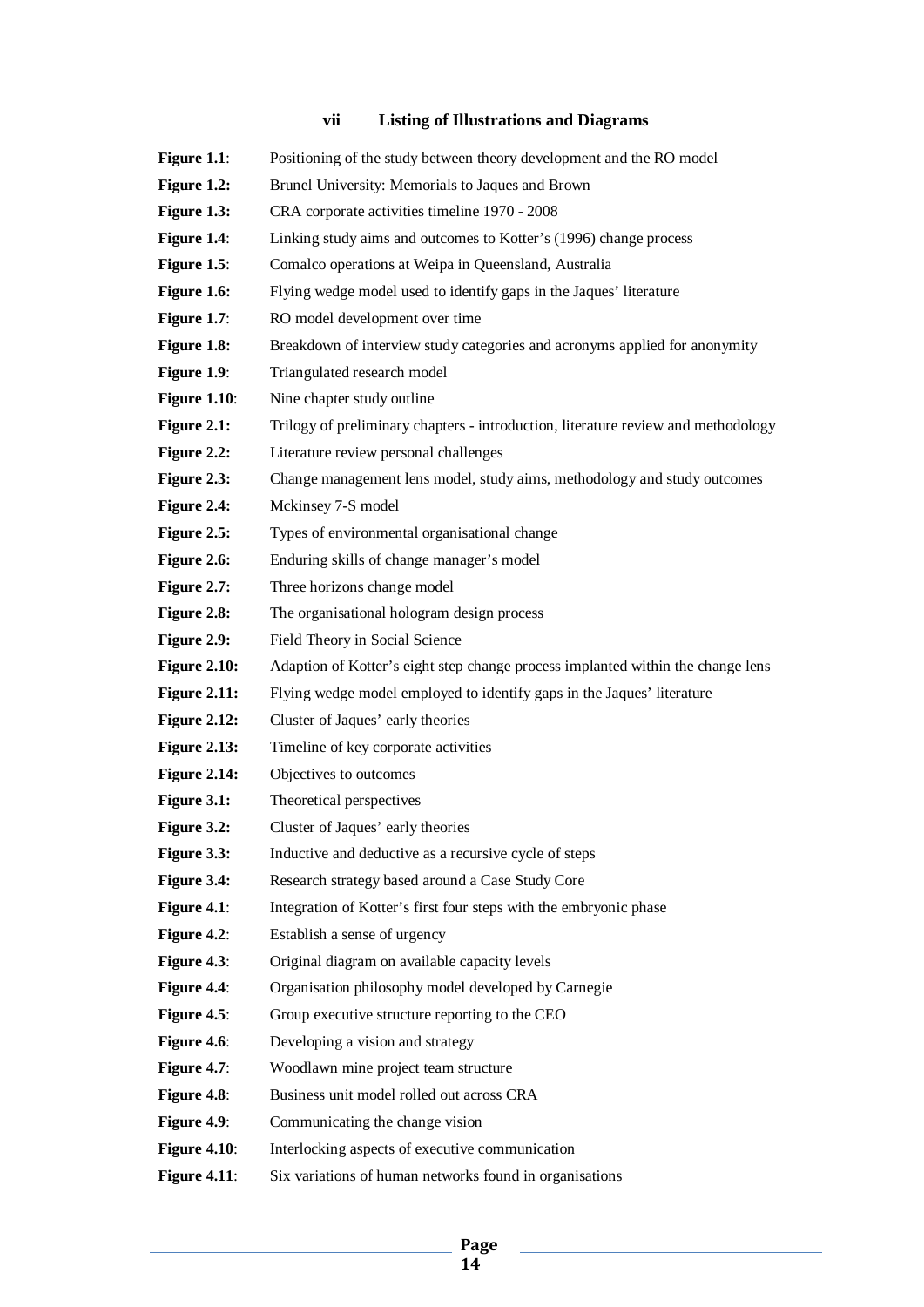## vii Listing of Illustrations and Diagrams

| | |
|---|---|
| **Figure 1.1**: | Positioning of the study between theory development and the RO model |
| **Figure 1.2:** | Brunel University: Memorials to Jaques and Brown |
| **Figure 1.3:** | CRA corporate activities timeline 1970 - 2008 |
| **Figure 1.4**: | Linking study aims and outcomes to Kotter's (1996) change process |
| **Figure 1.5**: | Comalco operations at Weipa in Queensland, Australia |
| **Figure 1.6:** | Flying wedge model used to identify gaps in the Jaques' literature |
| **Figure 1.7**: | RO model development over time |
| **Figure 1.8:** | Breakdown of interview study categories and acronyms applied for anonymity |
| **Figure 1.9**: | Triangulated research model |
| **Figure 1.10**: | Nine chapter study outline |
| **Figure 2.1:** | Trilogy of preliminary chapters - introduction, literature review and methodology |
| **Figure 2.2:** | Literature review personal challenges |
| **Figure 2.3:** | Change management lens model, study aims, methodology and study outcomes |
| **Figure 2.4:** | Mckinsey 7-S model |
| **Figure 2.5:** | Types of environmental organisational change |
| **Figure 2.6:** | Enduring skills of change manager's model |
| **Figure 2.7:** | Three horizons change model |
| **Figure 2.8:** | The organisational hologram design process |
| **Figure 2.9:** | Field Theory in Social Science |
| **Figure 2.10:** | Adaption of Kotter's eight step change process implanted within the change lens |
| **Figure 2.11:** | Flying wedge model employed to identify gaps in the Jaques' literature |
| **Figure 2.12:** | Cluster of Jaques' early theories |
| **Figure 2.13:** | Timeline of key corporate activities |
| **Figure 2.14:** | Objectives to outcomes |
| **Figure 3.1:** | Theoretical perspectives |
| **Figure 3.2:** | Cluster of Jaques' early theories |
| **Figure 3.3:** | Inductive and deductive as a recursive cycle of steps |
| **Figure 3.4:** | Research strategy based around a Case Study Core |
| **Figure 4.1**: | Integration of Kotter's first four steps with the embryonic phase |
| **Figure 4.2**: | Establish a sense of urgency |
| **Figure 4.3**: | Original diagram on available capacity levels |
| **Figure 4.4**: | Organisation philosophy model developed by Carnegie |
| **Figure 4.5**: | Group executive structure reporting to the CEO |
| **Figure 4.6**: | Developing a vision and strategy |
| **Figure 4.7**: | Woodlawn mine project team structure |
| **Figure 4.8**: | Business unit model rolled out across CRA |
| **Figure 4.9**: | Communicating the change vision |
| **Figure 4.10**: | Interlocking aspects of executive communication |
| **Figure 4.11**: | Six variations of human networks found in organisations |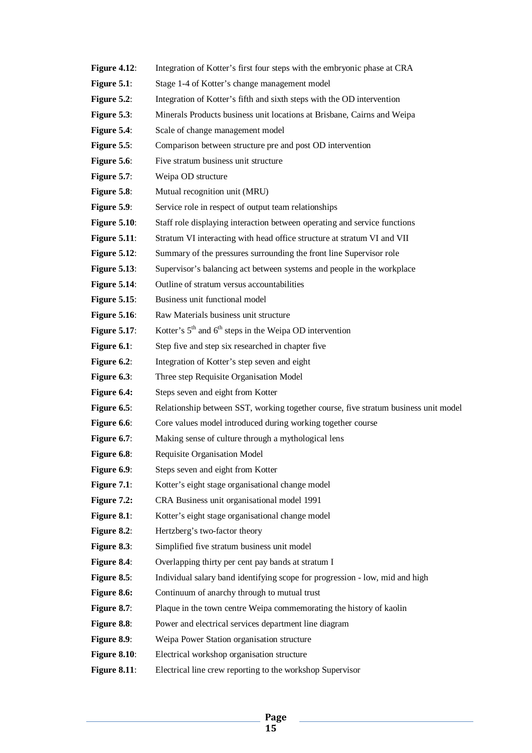**Figure 4.12**: Integration of Kotter's first four steps with the embryonic phase at CRA

**Figure 5.1**: Stage 1-4 of Kotter's change management model

**Figure 5.2**: Integration of Kotter's fifth and sixth steps with the OD intervention

**Figure 5.3**: Minerals Products business unit locations at Brisbane, Cairns and Weipa

**Figure 5.4**: Scale of change management model

**Figure 5.5**: Comparison between structure pre and post OD intervention

**Figure 5.6**: Five stratum business unit structure

**Figure 5.7**: Weipa OD structure

**Figure 5.8**: Mutual recognition unit (MRU)

**Figure 5.9**: Service role in respect of output team relationships

**Figure 5.10**: Staff role displaying interaction between operating and service functions

**Figure 5.11**: Stratum VI interacting with head office structure at stratum VI and VII

**Figure 5.12**: Summary of the pressures surrounding the front line Supervisor role

**Figure 5.13**: Supervisor's balancing act between systems and people in the workplace

**Figure 5.14**: Outline of stratum versus accountabilities

**Figure 5.15**: Business unit functional model

**Figure 5.16**: Raw Materials business unit structure

**Figure 5.17**: Kotter's 5th and 6th steps in the Weipa OD intervention

**Figure 6.1**: Step five and step six researched in chapter five

**Figure 6.2**: Integration of Kotter's step seven and eight

**Figure 6.3**: Three step Requisite Organisation Model

**Figure 6.4:** Steps seven and eight from Kotter

**Figure 6.5**: Relationship between SST, working together course, five stratum business unit model

**Figure 6.6**: Core values model introduced during working together course

**Figure 6.7**: Making sense of culture through a mythological lens

**Figure 6.8**: Requisite Organisation Model

**Figure 6.9**: Steps seven and eight from Kotter

**Figure 7.1**: Kotter's eight stage organisational change model

**Figure 7.2:** CRA Business unit organisational model 1991

**Figure 8.1**: Kotter's eight stage organisational change model

**Figure 8.2**: Hertzberg's two-factor theory

**Figure 8.3**: Simplified five stratum business unit model

**Figure 8.4**: Overlapping thirty per cent pay bands at stratum I

**Figure 8.5**: Individual salary band identifying scope for progression - low, mid and high

**Figure 8.6:** Continuum of anarchy through to mutual trust

**Figure 8.7**: Plaque in the town centre Weipa commemorating the history of kaolin

**Figure 8.8**: Power and electrical services department line diagram

**Figure 8.9**: Weipa Power Station organisation structure

**Figure 8.10**: Electrical workshop organisation structure

**Figure 8.11**: Electrical line crew reporting to the workshop Supervisor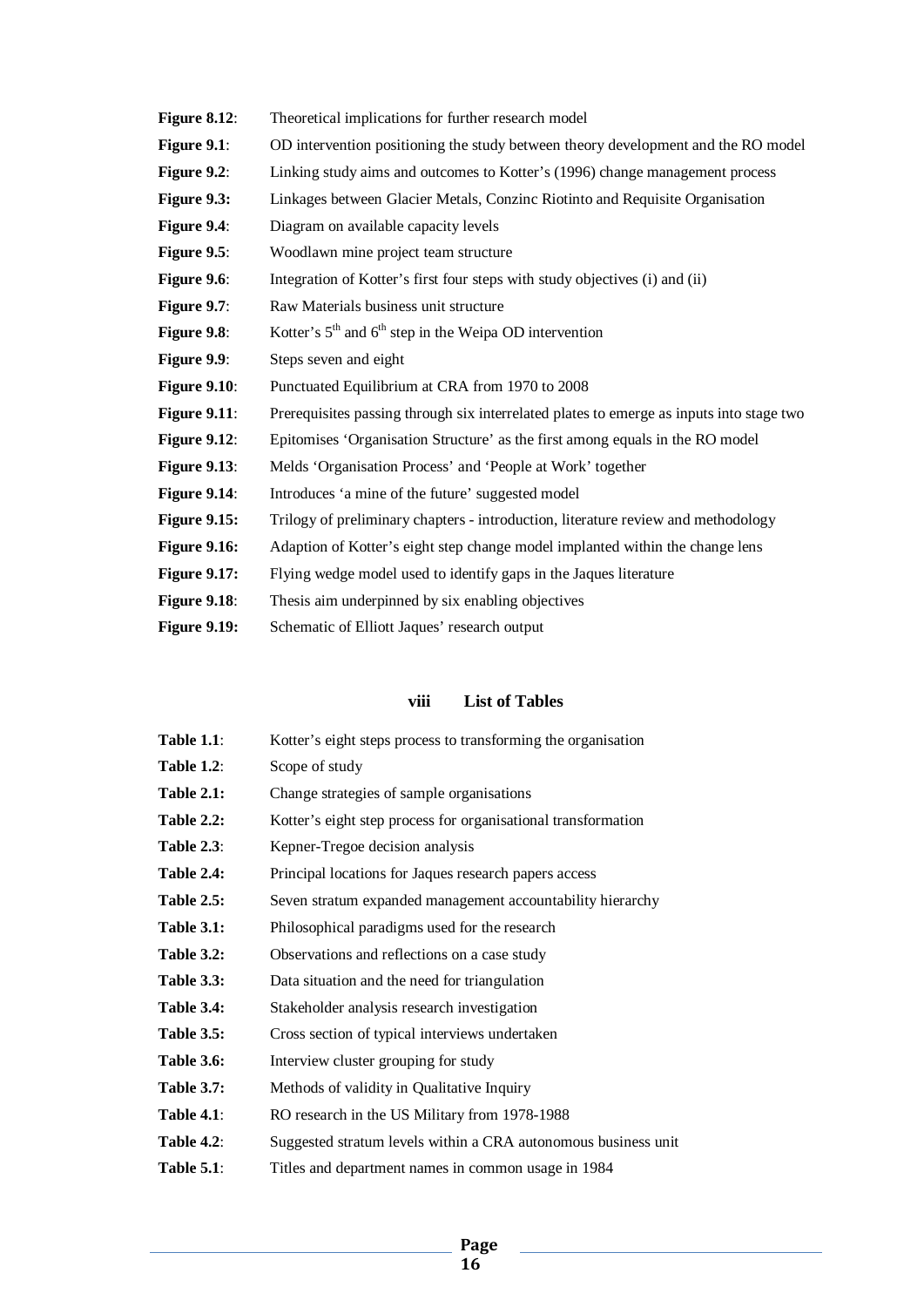**Figure 8.12**: Theoretical implications for further research model

**Figure 9.1**: OD intervention positioning the study between theory development and the RO model

**Figure 9.2**: Linking study aims and outcomes to Kotter's (1996) change management process

**Figure 9.3:** Linkages between Glacier Metals, Conzinc Riotinto and Requisite Organisation

**Figure 9.4**: Diagram on available capacity levels

**Figure 9.5**: Woodlawn mine project team structure

**Figure 9.6**: Integration of Kotter's first four steps with study objectives (i) and (ii)

**Figure 9.7**: Raw Materials business unit structure

**Figure 9.8**: Kotter's 5th and 6th step in the Weipa OD intervention

**Figure 9.9**: Steps seven and eight

**Figure 9.10**: Punctuated Equilibrium at CRA from 1970 to 2008

**Figure 9.11**: Prerequisites passing through six interrelated plates to emerge as inputs into stage two

**Figure 9.12**: Epitomises 'Organisation Structure' as the first among equals in the RO model

**Figure 9.13**: Melds 'Organisation Process' and 'People at Work' together

**Figure 9.14**: Introduces 'a mine of the future' suggested model

**Figure 9.15:** Trilogy of preliminary chapters - introduction, literature review and methodology

**Figure 9.16:** Adaption of Kotter's eight step change model implanted within the change lens

**Figure 9.17:** Flying wedge model used to identify gaps in the Jaques literature

**Figure 9.18**: Thesis aim underpinned by six enabling objectives

**Figure 9.19:** Schematic of Elliott Jaques' research output

## viii List of Tables

**Table 1.1**: Kotter's eight steps process to transforming the organisation

**Table 1.2**: Scope of study

**Table 2.1:** Change strategies of sample organisations

**Table 2.2:** Kotter's eight step process for organisational transformation

**Table 2.3**: Kepner-Tregoe decision analysis

**Table 2.4:** Principal locations for Jaques research papers access

**Table 2.5:** Seven stratum expanded management accountability hierarchy

**Table 3.1:** Philosophical paradigms used for the research

**Table 3.2:** Observations and reflections on a case study

**Table 3.3:** Data situation and the need for triangulation

**Table 3.4:** Stakeholder analysis research investigation

**Table 3.5:** Cross section of typical interviews undertaken

**Table 3.6:** Interview cluster grouping for study

**Table 3.7:** Methods of validity in Qualitative Inquiry

**Table 4.1**: RO research in the US Military from 1978-1988

**Table 4.2**: Suggested stratum levels within a CRA autonomous business unit

**Table 5.1**: Titles and department names in common usage in 1984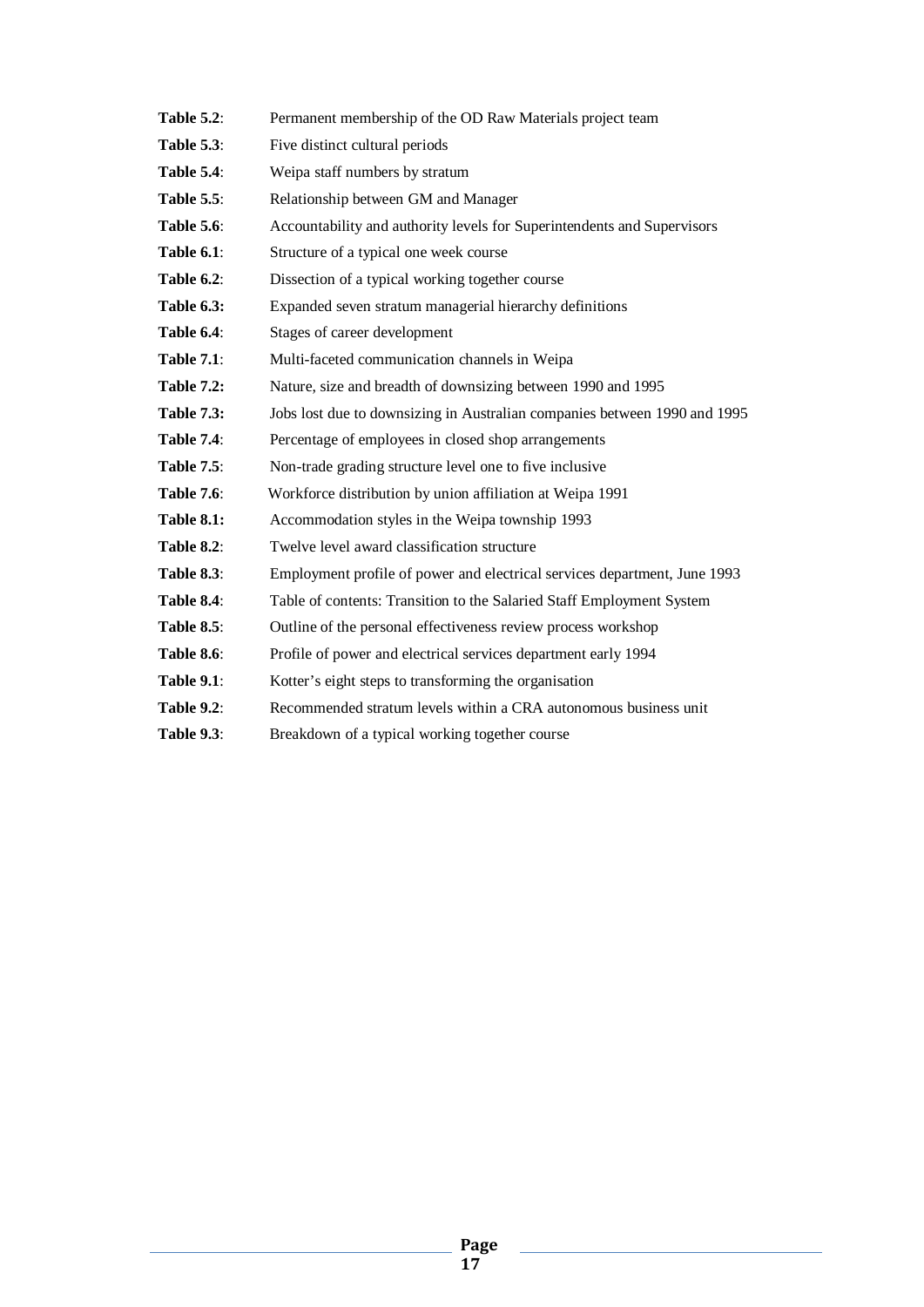**Table 5.2**: Permanent membership of the OD Raw Materials project team

**Table 5.3**: Five distinct cultural periods

**Table 5.4**: Weipa staff numbers by stratum

**Table 5.5**: Relationship between GM and Manager

**Table 5.6**: Accountability and authority levels for Superintendents and Supervisors

**Table 6.1**: Structure of a typical one week course

**Table 6.2**: Dissection of a typical working together course

**Table 6.3:** Expanded seven stratum managerial hierarchy definitions

**Table 6.4**: Stages of career development

**Table 7.1**: Multi-faceted communication channels in Weipa

**Table 7.2:** Nature, size and breadth of downsizing between 1990 and 1995

**Table 7.3:** Jobs lost due to downsizing in Australian companies between 1990 and 1995

**Table 7.4**: Percentage of employees in closed shop arrangements

**Table 7.5**: Non-trade grading structure level one to five inclusive

**Table 7.6**: Workforce distribution by union affiliation at Weipa 1991

**Table 8.1:** Accommodation styles in the Weipa township 1993

**Table 8.2**: Twelve level award classification structure

**Table 8.3**: Employment profile of power and electrical services department, June 1993

**Table 8.4**: Table of contents: Transition to the Salaried Staff Employment System

**Table 8.5**: Outline of the personal effectiveness review process workshop

**Table 8.6**: Profile of power and electrical services department early 1994

**Table 9.1**: Kotter's eight steps to transforming the organisation

**Table 9.2**: Recommended stratum levels within a CRA autonomous business unit

**Table 9.3**: Breakdown of a typical working together course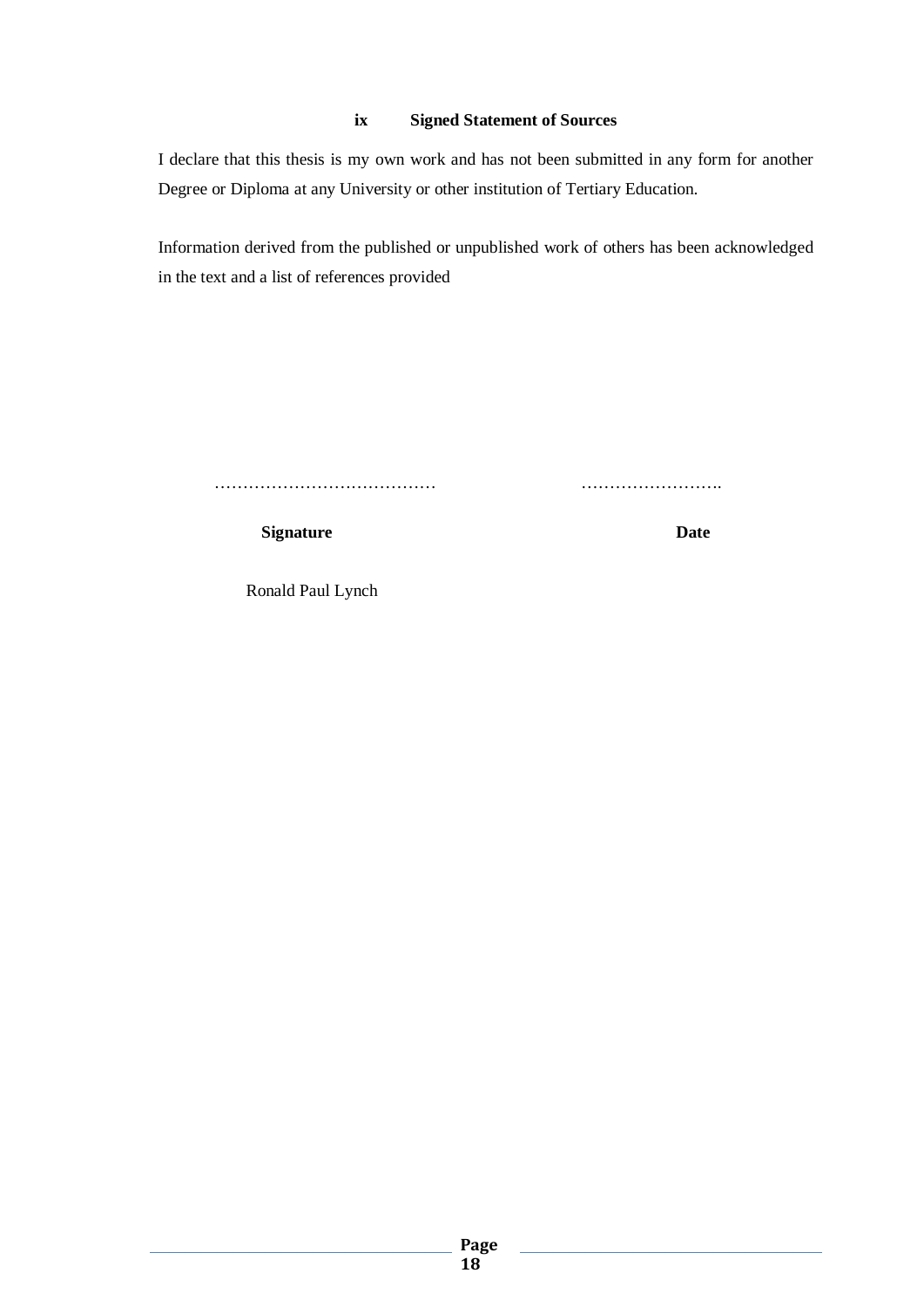## ix Signed Statement of Sources

I declare that this thesis is my own work and has not been submitted in any form for another Degree or Diploma at any University or other institution of Tertiary Education.

Information derived from the published or unpublished work of others has been acknowledged in the text and a list of references provided

………………………………… ……………………..

**Signature** **Date**

Ronald Paul Lynch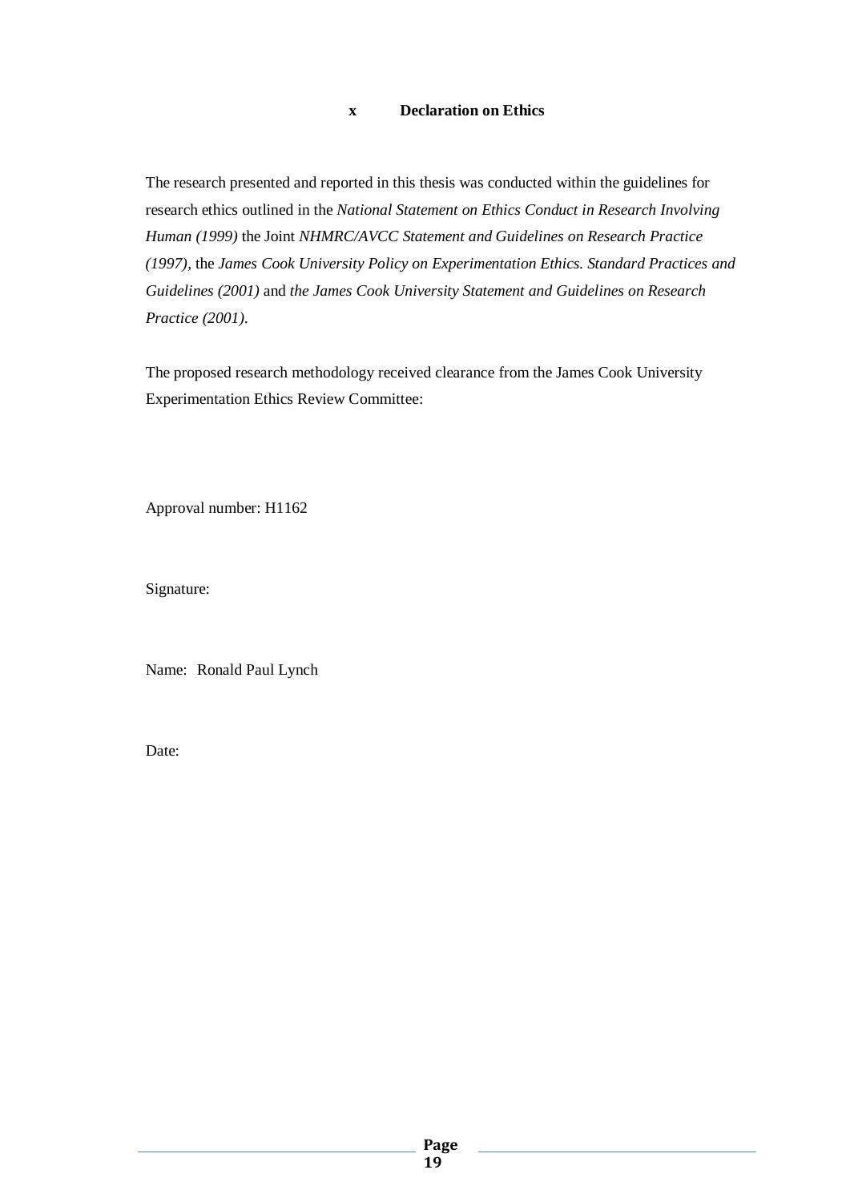## x Declaration on Ethics

The research presented and reported in this thesis was conducted within the guidelines for research ethics outlined in the *National Statement on Ethics Conduct in Research Involving Human (1999)* the Joint *NHMRC/AVCC Statement and Guidelines on Research Practice (1997)*, the *James Cook University Policy on Experimentation Ethics. Standard Practices and Guidelines (2001)* and *the James Cook University Statement and Guidelines on Research Practice (2001)*.

The proposed research methodology received clearance from the James Cook University Experimentation Ethics Review Committee:

Approval number: H1162

Signature:

Name: Ronald Paul Lynch

Date: